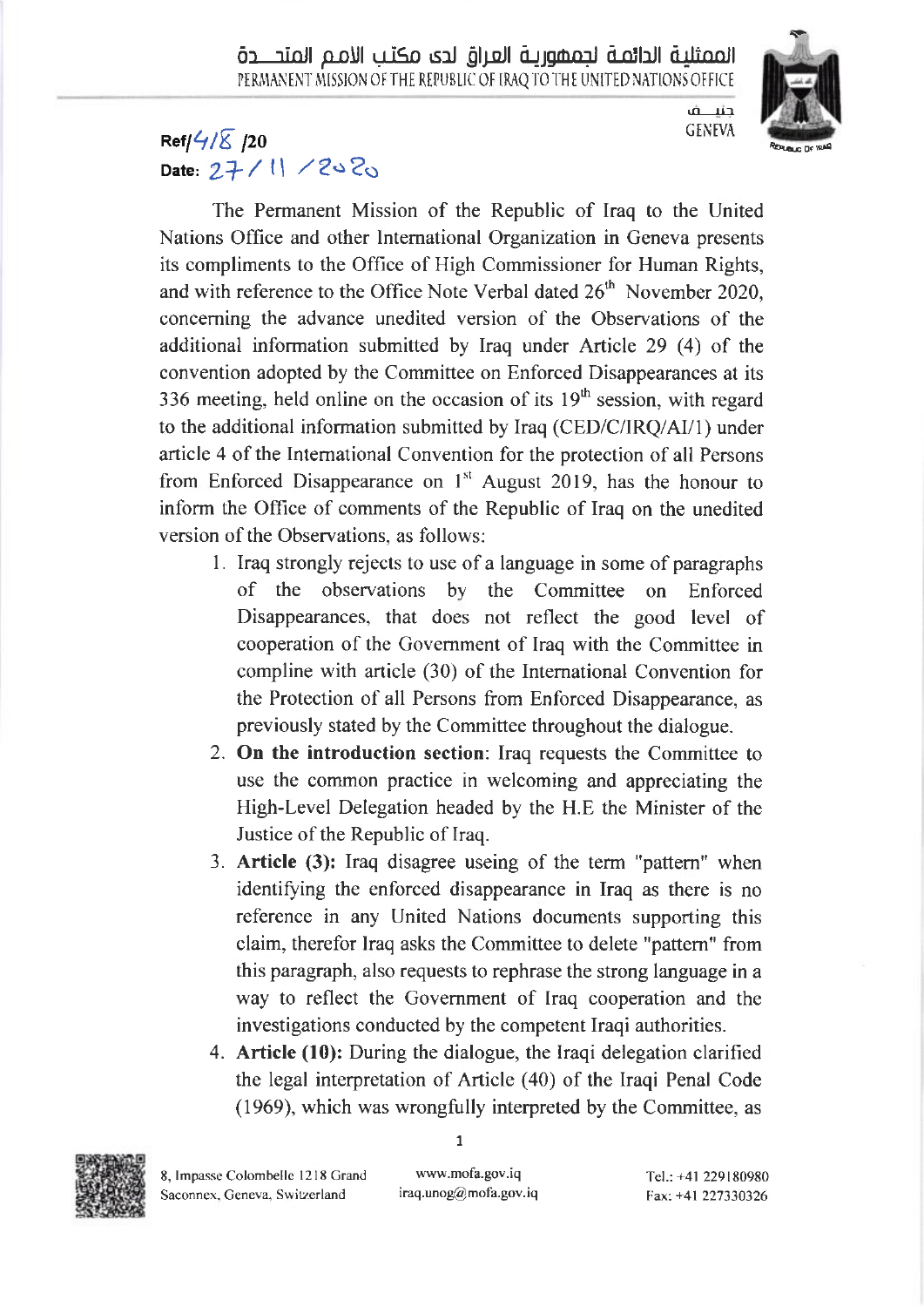المُمثلية الدائمة لجمهورية العراق لدى مكتب الامم المتحدة
PERMANENT MISSION OF THE REPUBLIC OF IRAQ TO THE UNITED NATIONS OFFICE

جنيف
GENEVA

Ref/418 /20
Date: 27/11/2020

The Permanent Mission of the Republic of Iraq to the United Nations Office and other International Organization in Geneva presents its compliments to the Office of High Commissioner for Human Rights, and with reference to the Office Note Verbal dated 26th November 2020, concerning the advance unedited version of the Observations of the additional information submitted by Iraq under Article 29 (4) of the convention adopted by the Committee on Enforced Disappearances at its 336 meeting, held online on the occasion of its 19th session, with regard to the additional information submitted by Iraq (CED/C/IRQ/AI/1) under article 4 of the International Convention for the protection of all Persons from Enforced Disappearance on 1st August 2019, has the honour to inform the Office of comments of the Republic of Iraq on the unedited version of the Observations, as follows:

1. Iraq strongly rejects to use of a language in some of paragraphs of the observations by the Committee on Enforced Disappearances, that does not reflect the good level of cooperation of the Government of Iraq with the Committee in compline with article (30) of the International Convention for the Protection of all Persons from Enforced Disappearance, as previously stated by the Committee throughout the dialogue.
2. **On the introduction section**: Iraq requests the Committee to use the common practice in welcoming and appreciating the High-Level Delegation headed by the H.E the Minister of the Justice of the Republic of Iraq.
3. **Article (3):** Iraq disagree useing of the term "pattern" when identifying the enforced disappearance in Iraq as there is no reference in any United Nations documents supporting this claim, therefor Iraq asks the Committee to delete "pattern" from this paragraph, also requests to rephrase the strong language in a way to reflect the Government of Iraq cooperation and the investigations conducted by the competent Iraqi authorities.
4. **Article (10):** During the dialogue, the Iraqi delegation clarified the legal interpretation of Article (40) of the Iraqi Penal Code (1969), which was wrongfully interpreted by the Committee, as

8, Impasse Colombelle 1218 Grand Saconnex, Geneva, Switzerland
www.mofa.gov.iq
iraq.unog@mofa.gov.iq
Tel.: +41 229180980
Fax: +41 227330326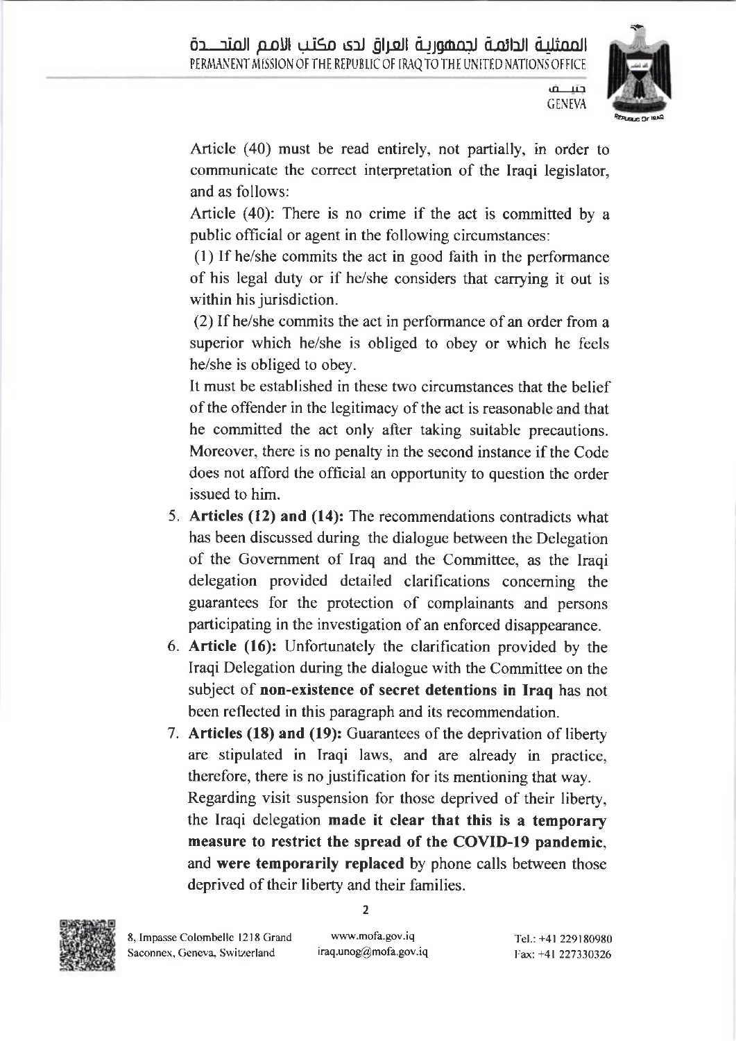Article (40) must be read entirely, not partially, in order to communicate the correct interpretation of the Iraqi legislator, and as follows:

Article (40): There is no crime if the act is committed by a public official or agent in the following circumstances:

(1) If he/she commits the act in good faith in the performance of his legal duty or if he/she considers that carrying it out is within his jurisdiction.

(2) If he/she commits the act in performance of an order from a superior which he/she is obliged to obey or which he feels he/she is obliged to obey.

It must be established in these two circumstances that the belief of the offender in the legitimacy of the act is reasonable and that he committed the act only after taking suitable precautions. Moreover, there is no penalty in the second instance if the Code does not afford the official an opportunity to question the order issued to him.

5. **Articles (12) and (14):** The recommendations contradicts what has been discussed during the dialogue between the Delegation of the Government of Iraq and the Committee, as the Iraqi delegation provided detailed clarifications concerning the guarantees for the protection of complainants and persons participating in the investigation of an enforced disappearance.
6. **Article (16):** Unfortunately the clarification provided by the Iraqi Delegation during the dialogue with the Committee on the subject of **non-existence of secret detentions in Iraq** has not been reflected in this paragraph and its recommendation.
7. **Articles (18) and (19):** Guarantees of the deprivation of liberty are stipulated in Iraqi laws, and are already in practice, therefore, there is no justification for its mentioning that way. Regarding visit suspension for those deprived of their liberty, the Iraqi delegation **made it clear that this is a temporary measure to restrict the spread of the COVID-19 pandemic**, and **were temporarily replaced** by phone calls between those deprived of their liberty and their families.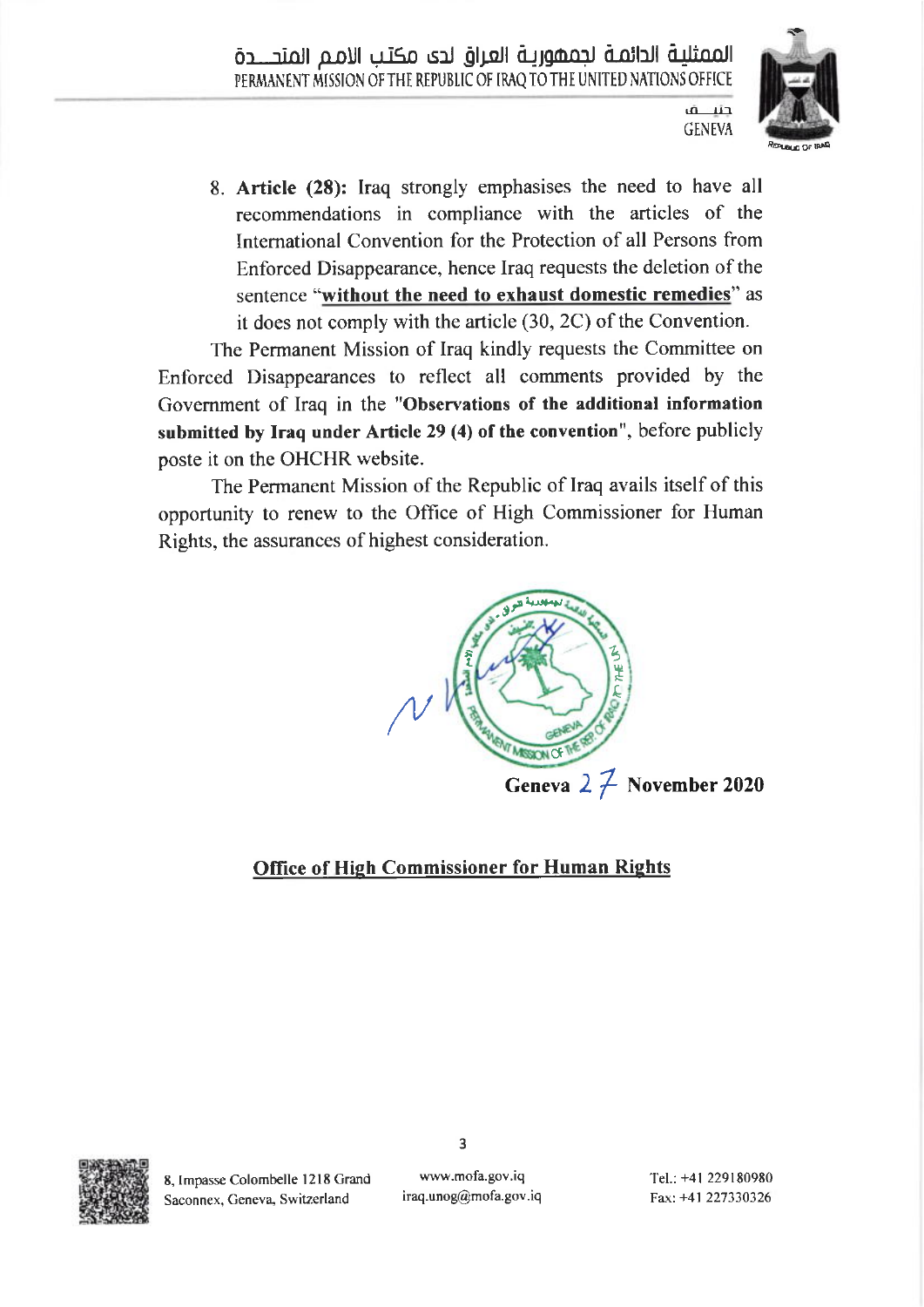8. **Article (28):** Iraq strongly emphasises the need to have all recommendations in compliance with the articles of the International Convention for the Protection of all Persons from Enforced Disappearance, hence Iraq requests the deletion of the sentence "**without the need to exhaust domestic remedies**" as it does not comply with the article (30, 2C) of the Convention.

The Permanent Mission of Iraq kindly requests the Committee on Enforced Disappearances to reflect all comments provided by the Government of Iraq in the "**Observations of the additional information submitted by Iraq under Article 29 (4) of the convention**", before publicly poste it on the OHCHR website.

The Permanent Mission of the Republic of Iraq avails itself of this opportunity to renew to the Office of High Commissioner for Human Rights, the assurances of highest consideration.

**Geneva 27 November 2020**

**Office of High Commissioner for Human Rights**